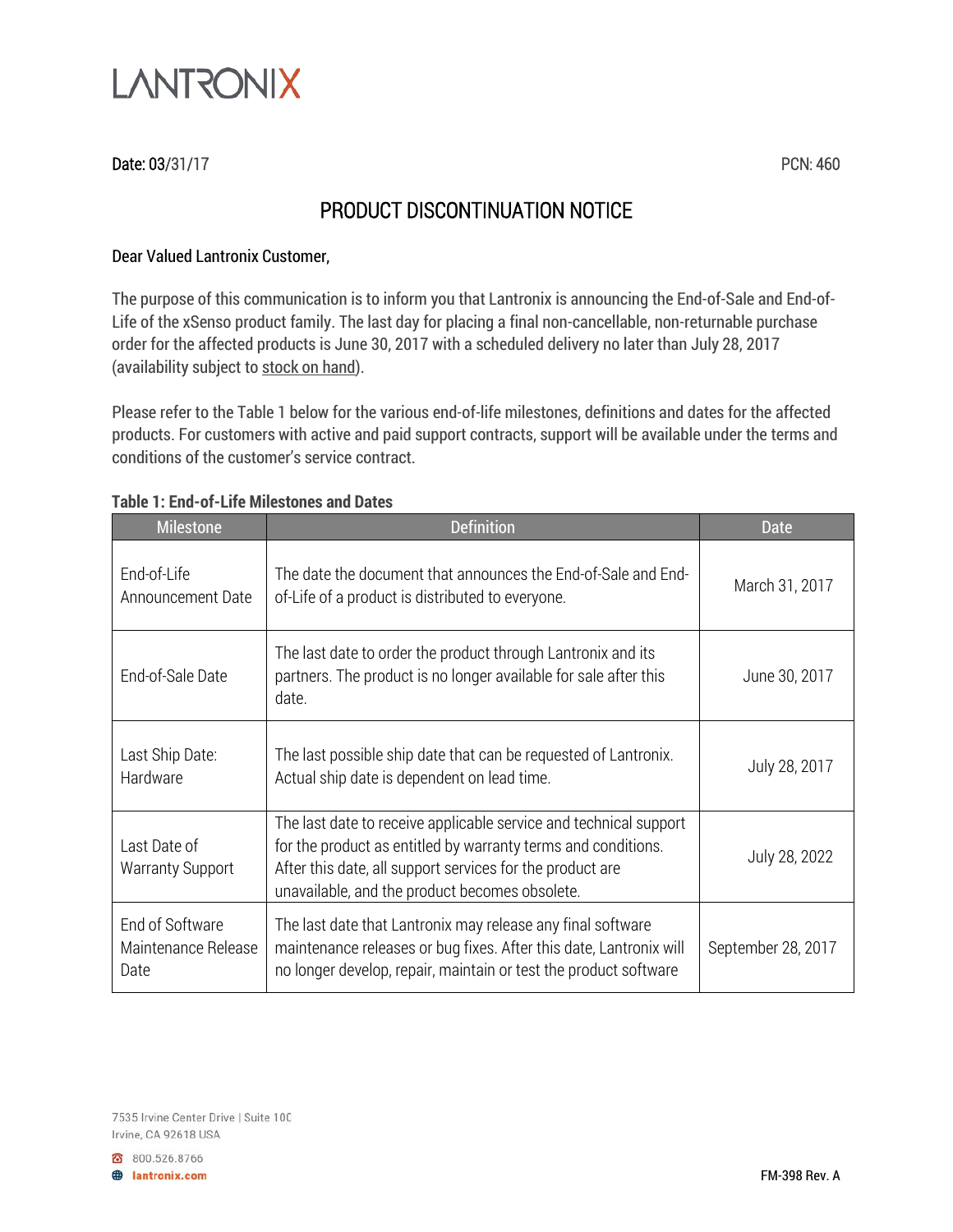# LANTRONIX

Date: 03/31/17 PCN: 460

## PRODUCT DISCONTINUATION NOTICE

Dear Valued Lantronix Customer,

The purpose of this communication is to inform you that Lantronix is announcing the End-of-Sale and End-of-Life of the xSenso product family. The last day for placing a final non-cancellable, non-returnable purchase order for the affected products is June 30, 2017 with a scheduled delivery no later than July 28, 2017 (availability subject to stock on hand).

Please refer to the Table 1 below for the various end-of-life milestones, definitions and dates for the affected products. For customers with active and paid support contracts, support will be available under the terms and conditions of the customer's service contract.

**Table 1: End-of-Life Milestones and Dates**

| Milestone | Definition | Date |
|---|---|---|
| End-of-Life Announcement Date | The date the document that announces the End-of-Sale and End-of-Life of a product is distributed to everyone. | March 31, 2017 |
| End-of-Sale Date | The last date to order the product through Lantronix and its partners. The product is no longer available for sale after this date. | June 30, 2017 |
| Last Ship Date: Hardware | The last possible ship date that can be requested of Lantronix. Actual ship date is dependent on lead time. | July 28, 2017 |
| Last Date of Warranty Support | The last date to receive applicable service and technical support for the product as entitled by warranty terms and conditions. After this date, all support services for the product are unavailable, and the product becomes obsolete. | July 28, 2022 |
| End of Software Maintenance Release Date | The last date that Lantronix may release any final software maintenance releases or bug fixes. After this date, Lantronix will no longer develop, repair, maintain or test the product software | September 28, 2017 |

7535 Irvine Center Drive | Suite 100
Irvine, CA 92618 USA

800.526.8766
lantronix.com

FM-398 Rev. A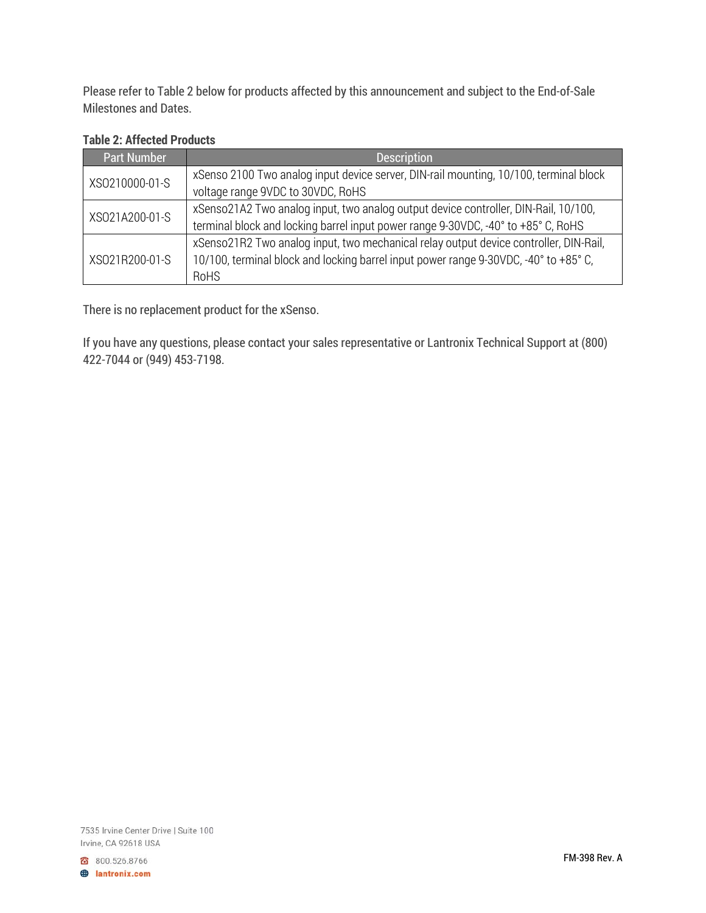Please refer to Table 2 below for products affected by this announcement and subject to the End-of-Sale Milestones and Dates.

**Table 2: Affected Products**

| Part Number | Description |
|---|---|
| XSO210000-01-S | xSenso 2100 Two analog input device server, DIN-rail mounting, 10/100, terminal block voltage range 9VDC to 30VDC, RoHS |
| XSO21A200-01-S | xSenso21A2 Two analog input, two analog output device controller, DIN-Rail, 10/100, terminal block and locking barrel input power range 9-30VDC, -40° to +85° C, RoHS |
| XSO21R200-01-S | xSenso21R2 Two analog input, two mechanical relay output device controller, DIN-Rail, 10/100, terminal block and locking barrel input power range 9-30VDC, -40° to +85° C, RoHS |

There is no replacement product for the xSenso.

If you have any questions, please contact your sales representative or Lantronix Technical Support at (800) 422-7044 or (949) 453-7198.